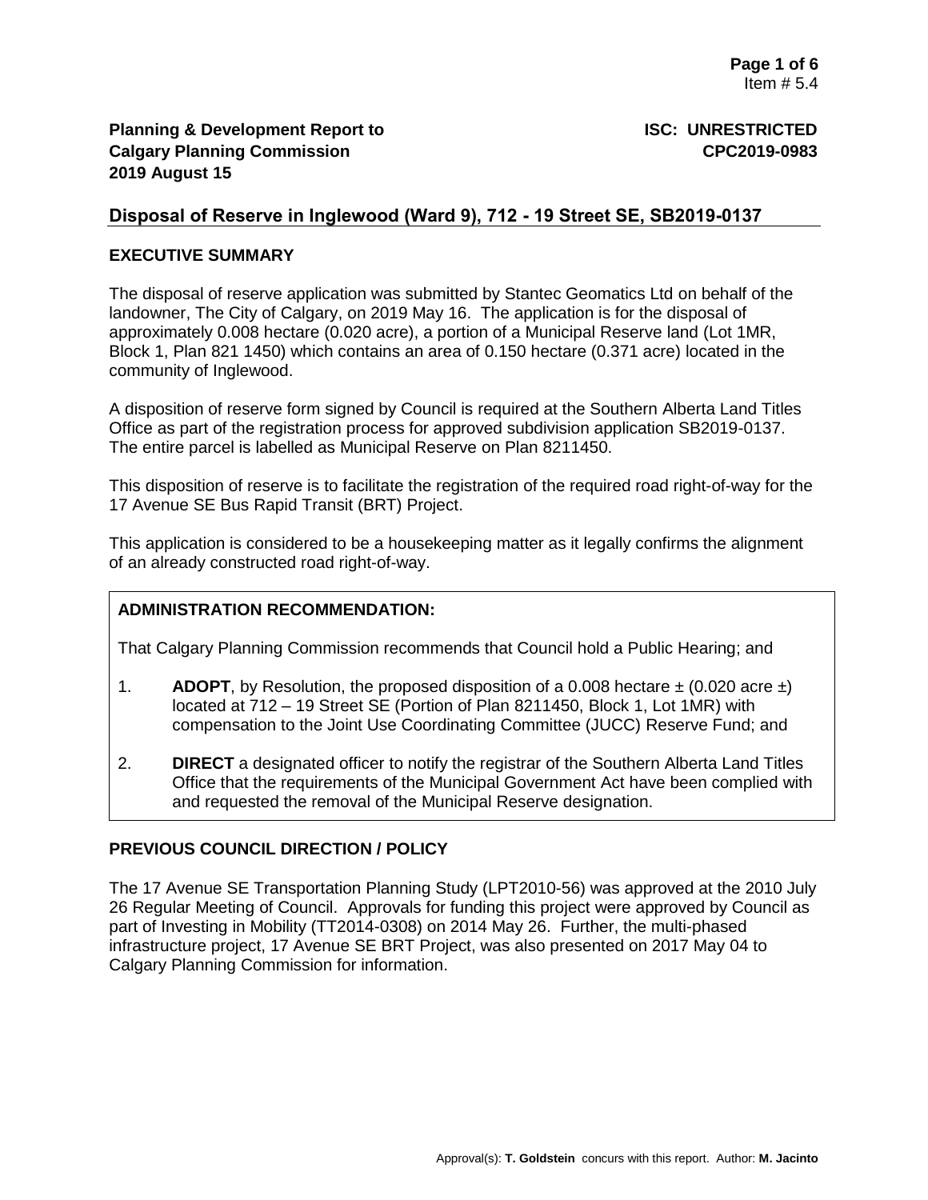Item # 5.4

**Planning & Development Report to Calgary Planning Commission**
**2019 August 15**

**ISC: UNRESTRICTED**
**CPC2019-0983**

## Disposal of Reserve in Inglewood (Ward 9), 712 - 19 Street SE, SB2019-0137

### EXECUTIVE SUMMARY

The disposal of reserve application was submitted by Stantec Geomatics Ltd on behalf of the landowner, The City of Calgary, on 2019 May 16. The application is for the disposal of approximately 0.008 hectare (0.020 acre), a portion of a Municipal Reserve land (Lot 1MR, Block 1, Plan 821 1450) which contains an area of 0.150 hectare (0.371 acre) located in the community of Inglewood.

A disposition of reserve form signed by Council is required at the Southern Alberta Land Titles Office as part of the registration process for approved subdivision application SB2019-0137. The entire parcel is labelled as Municipal Reserve on Plan 8211450.

This disposition of reserve is to facilitate the registration of the required road right-of-way for the 17 Avenue SE Bus Rapid Transit (BRT) Project.

This application is considered to be a housekeeping matter as it legally confirms the alignment of an already constructed road right-of-way.

### ADMINISTRATION RECOMMENDATION:

That Calgary Planning Commission recommends that Council hold a Public Hearing; and

1. **ADOPT**, by Resolution, the proposed disposition of a 0.008 hectare ± (0.020 acre ±) located at 712 – 19 Street SE (Portion of Plan 8211450, Block 1, Lot 1MR) with compensation to the Joint Use Coordinating Committee (JUCC) Reserve Fund; and

2. **DIRECT** a designated officer to notify the registrar of the Southern Alberta Land Titles Office that the requirements of the Municipal Government Act have been complied with and requested the removal of the Municipal Reserve designation.

### PREVIOUS COUNCIL DIRECTION / POLICY

The 17 Avenue SE Transportation Planning Study (LPT2010-56) was approved at the 2010 July 26 Regular Meeting of Council. Approvals for funding this project were approved by Council as part of Investing in Mobility (TT2014-0308) on 2014 May 26. Further, the multi-phased infrastructure project, 17 Avenue SE BRT Project, was also presented on 2017 May 04 to Calgary Planning Commission for information.

Approval(s): **T. Goldstein** concurs with this report. Author: **M. Jacinto**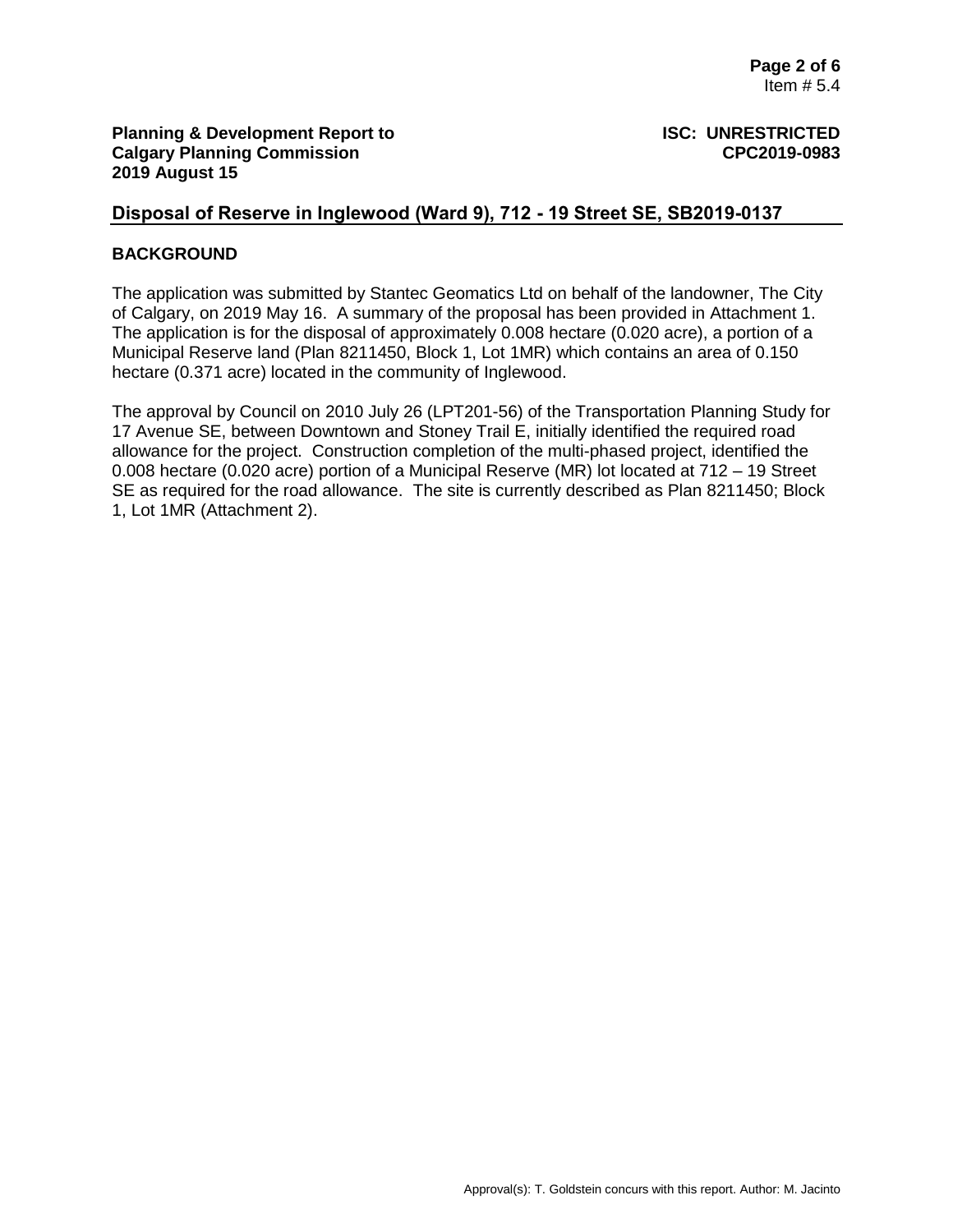## Disposal of Reserve in Inglewood (Ward 9), 712 - 19 Street SE, SB2019-0137

### BACKGROUND

The application was submitted by Stantec Geomatics Ltd on behalf of the landowner, The City of Calgary, on 2019 May 16. A summary of the proposal has been provided in Attachment 1. The application is for the disposal of approximately 0.008 hectare (0.020 acre), a portion of a Municipal Reserve land (Plan 8211450, Block 1, Lot 1MR) which contains an area of 0.150 hectare (0.371 acre) located in the community of Inglewood.

The approval by Council on 2010 July 26 (LPT201-56) of the Transportation Planning Study for 17 Avenue SE, between Downtown and Stoney Trail E, initially identified the required road allowance for the project. Construction completion of the multi-phased project, identified the 0.008 hectare (0.020 acre) portion of a Municipal Reserve (MR) lot located at 712 – 19 Street SE as required for the road allowance. The site is currently described as Plan 8211450; Block 1, Lot 1MR (Attachment 2).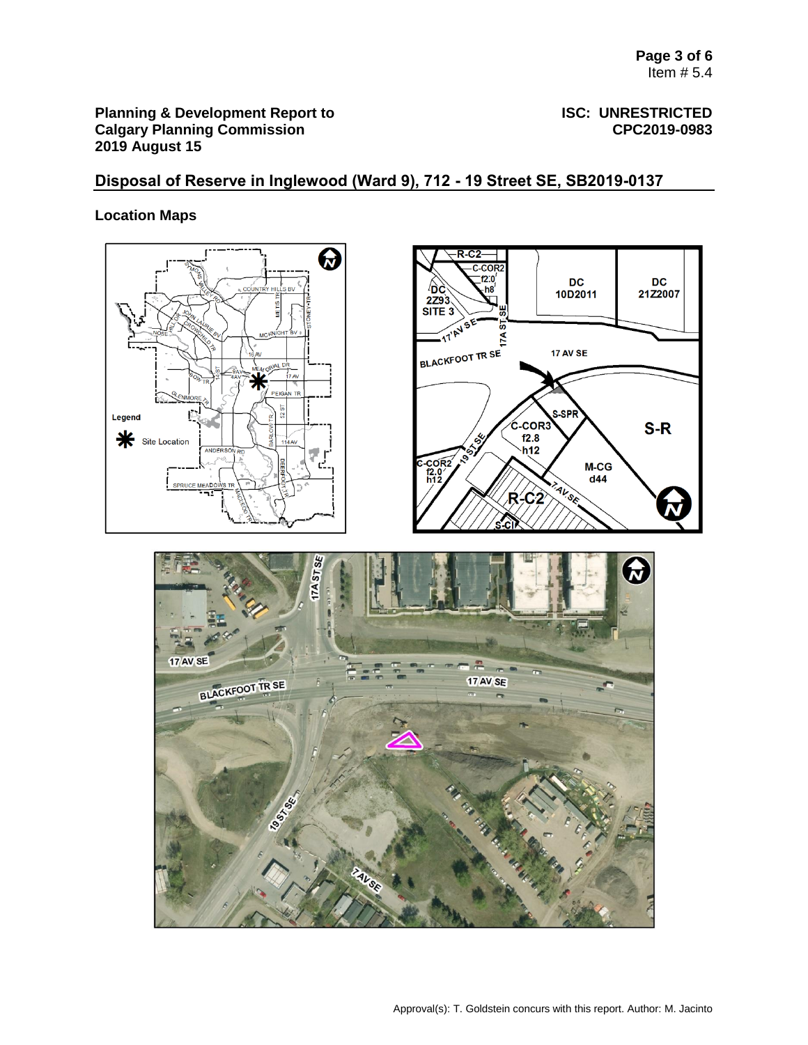**Planning & Development Report to Calgary Planning Commission 2019 August 15**

**ISC: UNRESTRICTED CPC2019-0983**

## Disposal of Reserve in Inglewood (Ward 9), 712 - 19 Street SE, SB2019-0137

### Location Maps

Approval(s): T. Goldstein concurs with this report. Author: M. Jacinto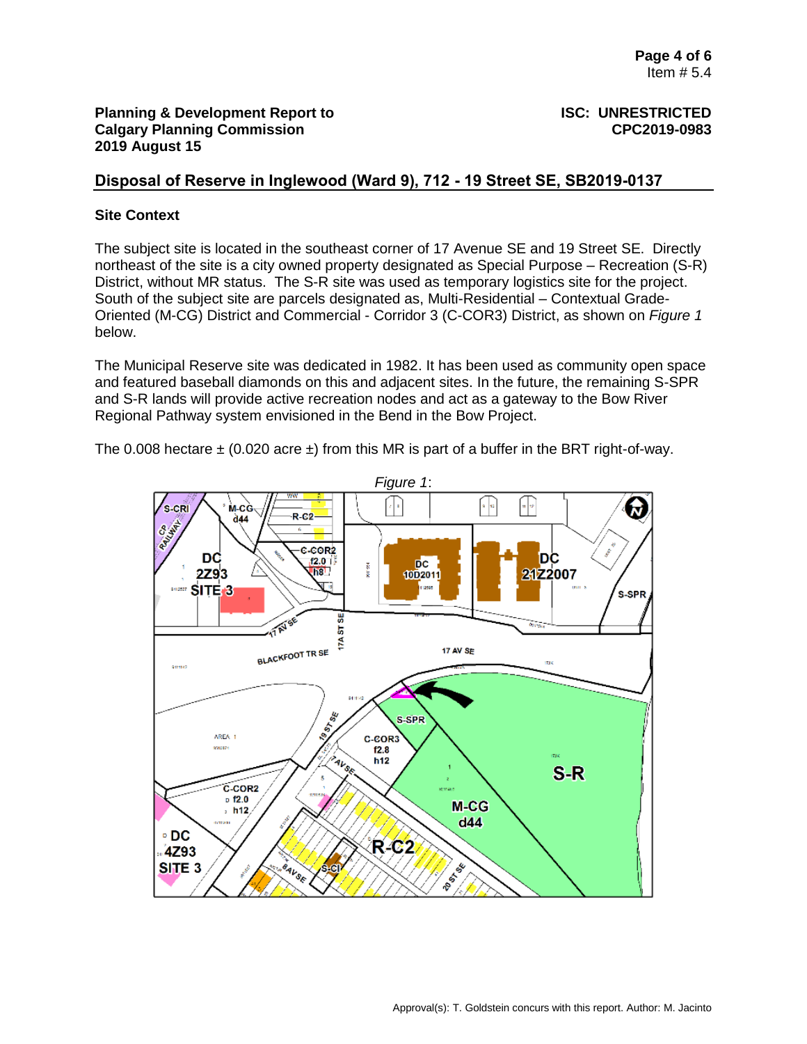**Planning & Development Report to Calgary Planning Commission**
**2019 August 15**

**ISC: UNRESTRICTED**
**CPC2019-0983**

## Disposal of Reserve in Inglewood (Ward 9), 712 - 19 Street SE, SB2019-0137

### Site Context

The subject site is located in the southeast corner of 17 Avenue SE and 19 Street SE. Directly northeast of the site is a city owned property designated as Special Purpose – Recreation (S-R) District, without MR status. The S-R site was used as temporary logistics site for the project. South of the subject site are parcels designated as, Multi-Residential – Contextual Grade-Oriented (M-CG) District and Commercial - Corridor 3 (C-COR3) District, as shown on *Figure 1* below.

The Municipal Reserve site was dedicated in 1982. It has been used as community open space and featured baseball diamonds on this and adjacent sites. In the future, the remaining S-SPR and S-R lands will provide active recreation nodes and act as a gateway to the Bow River Regional Pathway system envisioned in the Bend in the Bow Project.

The 0.008 hectare ± (0.020 acre ±) from this MR is part of a buffer in the BRT right-of-way.

*Figure 1*:

Approval(s): T. Goldstein concurs with this report. Author: M. Jacinto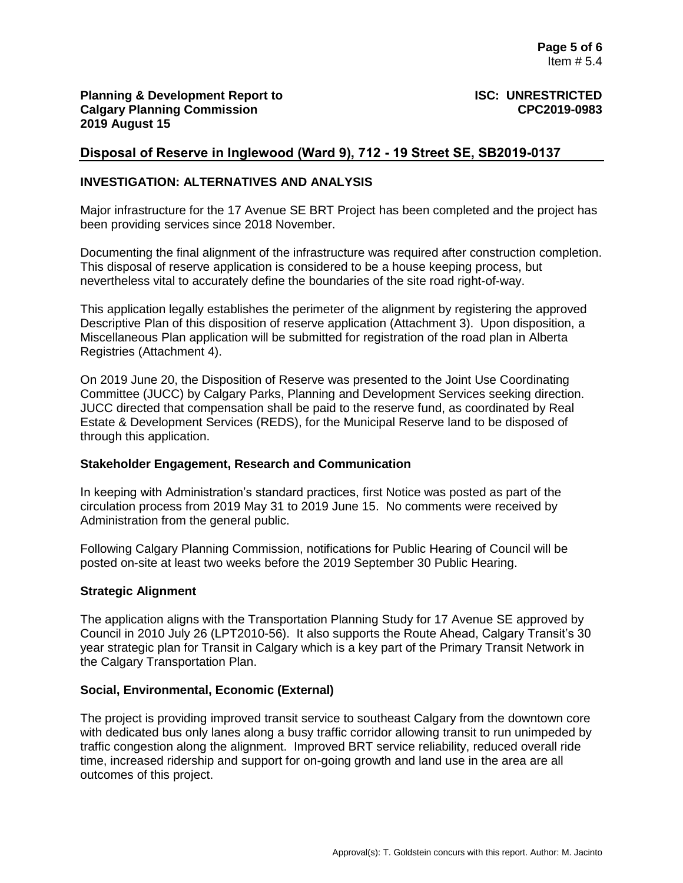## Disposal of Reserve in Inglewood (Ward 9), 712 - 19 Street SE, SB2019-0137

### INVESTIGATION: ALTERNATIVES AND ANALYSIS

Major infrastructure for the 17 Avenue SE BRT Project has been completed and the project has been providing services since 2018 November.

Documenting the final alignment of the infrastructure was required after construction completion. This disposal of reserve application is considered to be a house keeping process, but nevertheless vital to accurately define the boundaries of the site road right-of-way.

This application legally establishes the perimeter of the alignment by registering the approved Descriptive Plan of this disposition of reserve application (Attachment 3). Upon disposition, a Miscellaneous Plan application will be submitted for registration of the road plan in Alberta Registries (Attachment 4).

On 2019 June 20, the Disposition of Reserve was presented to the Joint Use Coordinating Committee (JUCC) by Calgary Parks, Planning and Development Services seeking direction. JUCC directed that compensation shall be paid to the reserve fund, as coordinated by Real Estate & Development Services (REDS), for the Municipal Reserve land to be disposed of through this application.

#### Stakeholder Engagement, Research and Communication

In keeping with Administration's standard practices, first Notice was posted as part of the circulation process from 2019 May 31 to 2019 June 15. No comments were received by Administration from the general public.

Following Calgary Planning Commission, notifications for Public Hearing of Council will be posted on-site at least two weeks before the 2019 September 30 Public Hearing.

#### Strategic Alignment

The application aligns with the Transportation Planning Study for 17 Avenue SE approved by Council in 2010 July 26 (LPT2010-56). It also supports the Route Ahead, Calgary Transit's 30 year strategic plan for Transit in Calgary which is a key part of the Primary Transit Network in the Calgary Transportation Plan.

#### Social, Environmental, Economic (External)

The project is providing improved transit service to southeast Calgary from the downtown core with dedicated bus only lanes along a busy traffic corridor allowing transit to run unimpeded by traffic congestion along the alignment. Improved BRT service reliability, reduced overall ride time, increased ridership and support for on-going growth and land use in the area are all outcomes of this project.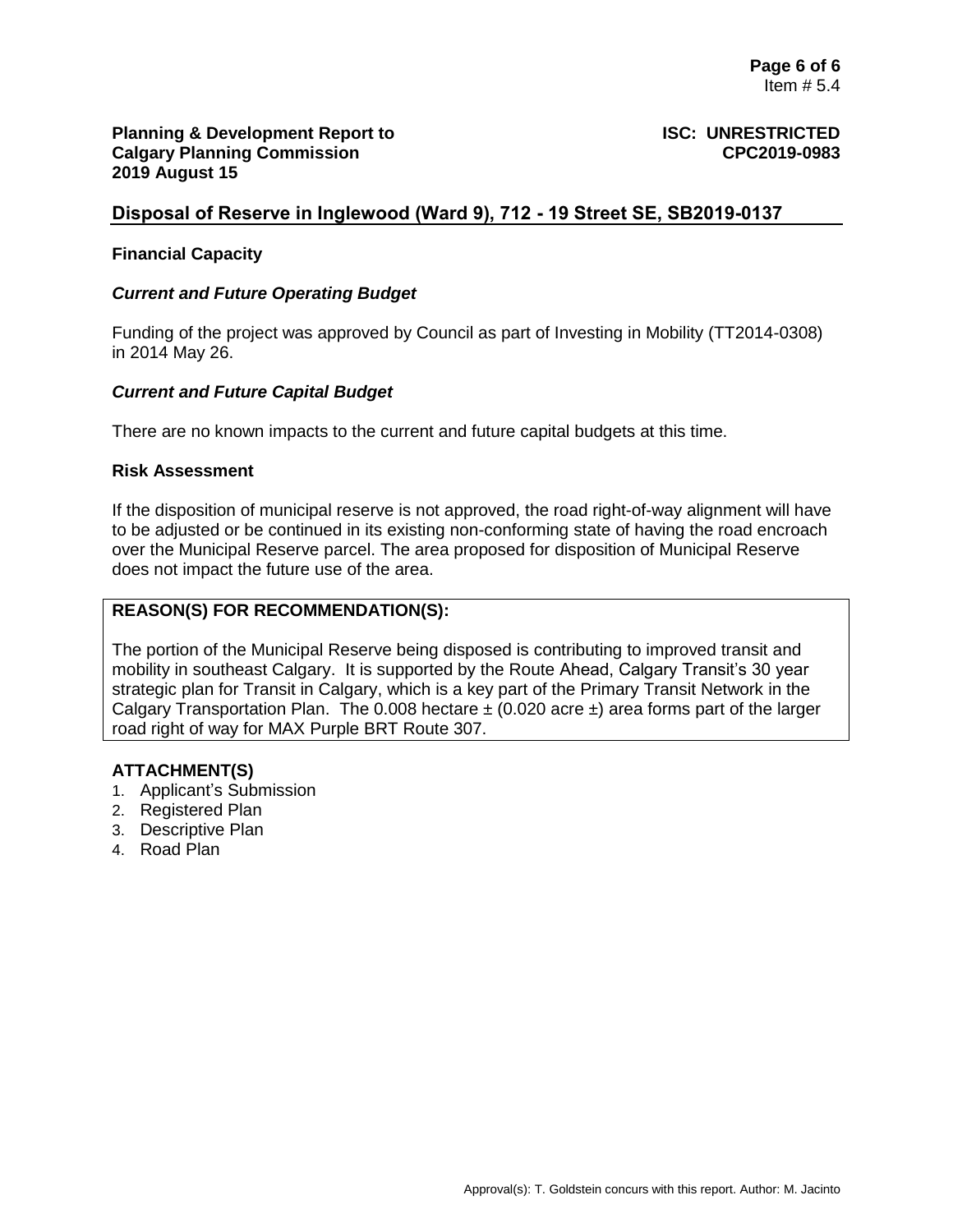**Planning & Development Report to Calgary Planning Commission 2019 August 15**

**ISC: UNRESTRICTED CPC2019-0983**

## Disposal of Reserve in Inglewood (Ward 9), 712 - 19 Street SE, SB2019-0137

### Financial Capacity

#### *Current and Future Operating Budget*

Funding of the project was approved by Council as part of Investing in Mobility (TT2014-0308) in 2014 May 26.

#### *Current and Future Capital Budget*

There are no known impacts to the current and future capital budgets at this time.

### Risk Assessment

If the disposition of municipal reserve is not approved, the road right-of-way alignment will have to be adjusted or be continued in its existing non-conforming state of having the road encroach over the Municipal Reserve parcel. The area proposed for disposition of Municipal Reserve does not impact the future use of the area.

### REASON(S) FOR RECOMMENDATION(S):

The portion of the Municipal Reserve being disposed is contributing to improved transit and mobility in southeast Calgary. It is supported by the Route Ahead, Calgary Transit's 30 year strategic plan for Transit in Calgary, which is a key part of the Primary Transit Network in the Calgary Transportation Plan. The 0.008 hectare ± (0.020 acre ±) area forms part of the larger road right of way for MAX Purple BRT Route 307.

### ATTACHMENT(S)

1. Applicant's Submission
2. Registered Plan
3. Descriptive Plan
4. Road Plan

Approval(s): T. Goldstein concurs with this report. Author: M. Jacinto